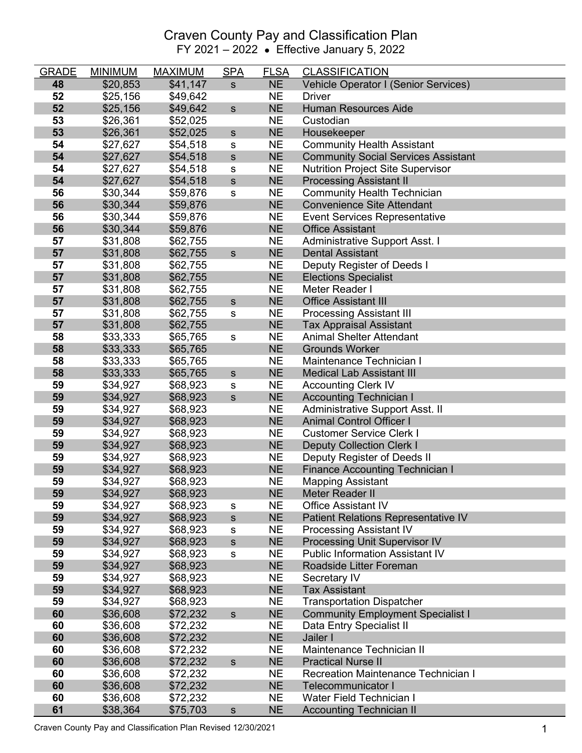# Craven County Pay and Classification Plan

FY 2021 – 2022 • Effective January 5, 2022

| GRADE | MINIMUM | MAXIMUM | SPA | FLSA | CLASSIFICATION |
|---|---|---|---|---|---|
| **48** | $20,853 | $41,147 | s | NE | Vehicle Operator I (Senior Services) |
| **52** | $25,156 | $49,642 | | NE | Driver |
| **52** | $25,156 | $49,642 | s | NE | Human Resources Aide |
| **53** | $26,361 | $52,025 | | NE | Custodian |
| **53** | $26,361 | $52,025 | s | NE | Housekeeper |
| **54** | $27,627 | $54,518 | s | NE | Community Health Assistant |
| **54** | $27,627 | $54,518 | s | NE | Community Social Services Assistant |
| **54** | $27,627 | $54,518 | s | NE | Nutrition Project Site Supervisor |
| **54** | $27,627 | $54,518 | s | NE | Processing Assistant II |
| **56** | $30,344 | $59,876 | s | NE | Community Health Technician |
| **56** | $30,344 | $59,876 | | NE | Convenience Site Attendant |
| **56** | $30,344 | $59,876 | | NE | Event Services Representative |
| **56** | $30,344 | $59,876 | | NE | Office Assistant |
| **57** | $31,808 | $62,755 | | NE | Administrative Support Asst. I |
| **57** | $31,808 | $62,755 | s | NE | Dental Assistant |
| **57** | $31,808 | $62,755 | | NE | Deputy Register of Deeds I |
| **57** | $31,808 | $62,755 | | NE | Elections Specialist |
| **57** | $31,808 | $62,755 | | NE | Meter Reader I |
| **57** | $31,808 | $62,755 | s | NE | Office Assistant III |
| **57** | $31,808 | $62,755 | s | NE | Processing Assistant III |
| **57** | $31,808 | $62,755 | | NE | Tax Appraisal Assistant |
| **58** | $33,333 | $65,765 | s | NE | Animal Shelter Attendant |
| **58** | $33,333 | $65,765 | | NE | Grounds Worker |
| **58** | $33,333 | $65,765 | | NE | Maintenance Technician I |
| **58** | $33,333 | $65,765 | s | NE | Medical Lab Assistant III |
| **59** | $34,927 | $68,923 | s | NE | Accounting Clerk IV |
| **59** | $34,927 | $68,923 | s | NE | Accounting Technician I |
| **59** | $34,927 | $68,923 | | NE | Administrative Support Asst. II |
| **59** | $34,927 | $68,923 | | NE | Animal Control Officer I |
| **59** | $34,927 | $68,923 | | NE | Customer Service Clerk I |
| **59** | $34,927 | $68,923 | | NE | Deputy Collection Clerk I |
| **59** | $34,927 | $68,923 | | NE | Deputy Register of Deeds II |
| **59** | $34,927 | $68,923 | | NE | Finance Accounting Technician I |
| **59** | $34,927 | $68,923 | | NE | Mapping Assistant |
| **59** | $34,927 | $68,923 | | NE | Meter Reader II |
| **59** | $34,927 | $68,923 | s | NE | Office Assistant IV |
| **59** | $34,927 | $68,923 | s | NE | Patient Relations Representative IV |
| **59** | $34,927 | $68,923 | s | NE | Processing Assistant IV |
| **59** | $34,927 | $68,923 | s | NE | Processing Unit Supervisor IV |
| **59** | $34,927 | $68,923 | s | NE | Public Information Assistant IV |
| **59** | $34,927 | $68,923 | | NE | Roadside Litter Foreman |
| **59** | $34,927 | $68,923 | | NE | Secretary IV |
| **59** | $34,927 | $68,923 | | NE | Tax Assistant |
| **59** | $34,927 | $68,923 | | NE | Transportation Dispatcher |
| **60** | $36,608 | $72,232 | s | NE | Community Employment Specialist I |
| **60** | $36,608 | $72,232 | | NE | Data Entry Specialist II |
| **60** | $36,608 | $72,232 | | NE | Jailer I |
| **60** | $36,608 | $72,232 | | NE | Maintenance Technician II |
| **60** | $36,608 | $72,232 | s | NE | Practical Nurse II |
| **60** | $36,608 | $72,232 | | NE | Recreation Maintenance Technician I |
| **60** | $36,608 | $72,232 | | NE | Telecommunicator I |
| **60** | $36,608 | $72,232 | | NE | Water Field Technician I |
| **61** | $38,364 | $75,703 | s | NE | Accounting Technician II |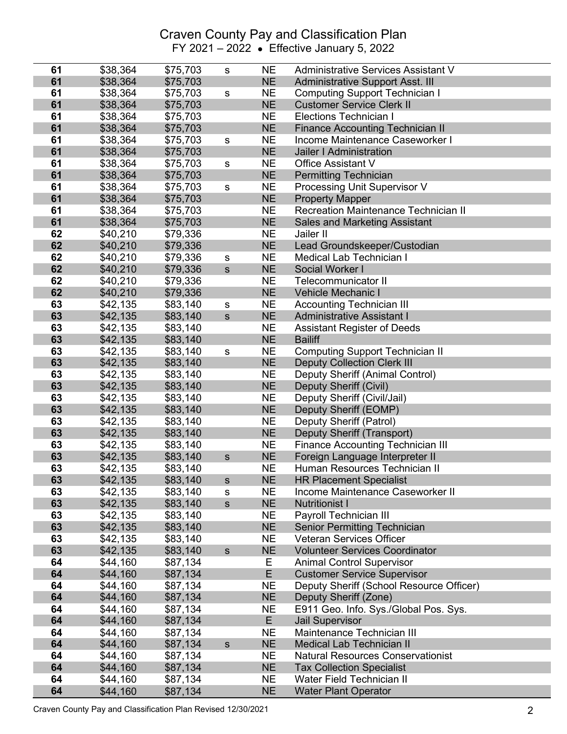# Craven County Pay and Classification Plan

FY 2021 – 2022 • Effective January 5, 2022

| | | | | | |
|---|---|---|---|---|---|
| **61** | $38,364 | $75,703 | s | NE | Administrative Services Assistant V |
| **61** | $38,364 | $75,703 | | NE | Administrative Support Asst. III |
| **61** | $38,364 | $75,703 | s | NE | Computing Support Technician I |
| **61** | $38,364 | $75,703 | | NE | Customer Service Clerk II |
| **61** | $38,364 | $75,703 | | NE | Elections Technician I |
| **61** | $38,364 | $75,703 | | NE | Finance Accounting Technician II |
| **61** | $38,364 | $75,703 | s | NE | Income Maintenance Caseworker I |
| **61** | $38,364 | $75,703 | | NE | Jailer I Administration |
| **61** | $38,364 | $75,703 | s | NE | Office Assistant V |
| **61** | $38,364 | $75,703 | | NE | Permitting Technician |
| **61** | $38,364 | $75,703 | s | NE | Processing Unit Supervisor V |
| **61** | $38,364 | $75,703 | | NE | Property Mapper |
| **61** | $38,364 | $75,703 | | NE | Recreation Maintenance Technician II |
| **61** | $38,364 | $75,703 | | NE | Sales and Marketing Assistant |
| **62** | $40,210 | $79,336 | | NE | Jailer II |
| **62** | $40,210 | $79,336 | | NE | Lead Groundskeeper/Custodian |
| **62** | $40,210 | $79,336 | s | NE | Medical Lab Technician I |
| **62** | $40,210 | $79,336 | s | NE | Social Worker I |
| **62** | $40,210 | $79,336 | | NE | Telecommunicator II |
| **62** | $40,210 | $79,336 | | NE | Vehicle Mechanic I |
| **63** | $42,135 | $83,140 | s | NE | Accounting Technician III |
| **63** | $42,135 | $83,140 | s | NE | Administrative Assistant I |
| **63** | $42,135 | $83,140 | | NE | Assistant Register of Deeds |
| **63** | $42,135 | $83,140 | | NE | Bailiff |
| **63** | $42,135 | $83,140 | s | NE | Computing Support Technician II |
| **63** | $42,135 | $83,140 | | NE | Deputy Collection Clerk III |
| **63** | $42,135 | $83,140 | | NE | Deputy Sheriff (Animal Control) |
| **63** | $42,135 | $83,140 | | NE | Deputy Sheriff (Civil) |
| **63** | $42,135 | $83,140 | | NE | Deputy Sheriff (Civil/Jail) |
| **63** | $42,135 | $83,140 | | NE | Deputy Sheriff (EOMP) |
| **63** | $42,135 | $83,140 | | NE | Deputy Sheriff (Patrol) |
| **63** | $42,135 | $83,140 | | NE | Deputy Sheriff (Transport) |
| **63** | $42,135 | $83,140 | | NE | Finance Accounting Technician III |
| **63** | $42,135 | $83,140 | s | NE | Foreign Language Interpreter II |
| **63** | $42,135 | $83,140 | | NE | Human Resources Technician II |
| **63** | $42,135 | $83,140 | s | NE | HR Placement Specialist |
| **63** | $42,135 | $83,140 | s | NE | Income Maintenance Caseworker II |
| **63** | $42,135 | $83,140 | s | NE | Nutritionist I |
| **63** | $42,135 | $83,140 | | NE | Payroll Technician III |
| **63** | $42,135 | $83,140 | | NE | Senior Permitting Technician |
| **63** | $42,135 | $83,140 | | NE | Veteran Services Officer |
| **63** | $42,135 | $83,140 | s | NE | Volunteer Services Coordinator |
| **64** | $44,160 | $87,134 | | E | Animal Control Supervisor |
| **64** | $44,160 | $87,134 | | E | Customer Service Supervisor |
| **64** | $44,160 | $87,134 | | NE | Deputy Sheriff (School Resource Officer) |
| **64** | $44,160 | $87,134 | | NE | Deputy Sheriff (Zone) |
| **64** | $44,160 | $87,134 | | NE | E911 Geo. Info. Sys./Global Pos. Sys. |
| **64** | $44,160 | $87,134 | | E | Jail Supervisor |
| **64** | $44,160 | $87,134 | | NE | Maintenance Technician III |
| **64** | $44,160 | $87,134 | s | NE | Medical Lab Technician II |
| **64** | $44,160 | $87,134 | | NE | Natural Resources Conservationist |
| **64** | $44,160 | $87,134 | | NE | Tax Collection Specialist |
| **64** | $44,160 | $87,134 | | NE | Water Field Technician II |
| **64** | $44,160 | $87,134 | | NE | Water Plant Operator |

Craven County Pay and Classification Plan Revised 12/30/2021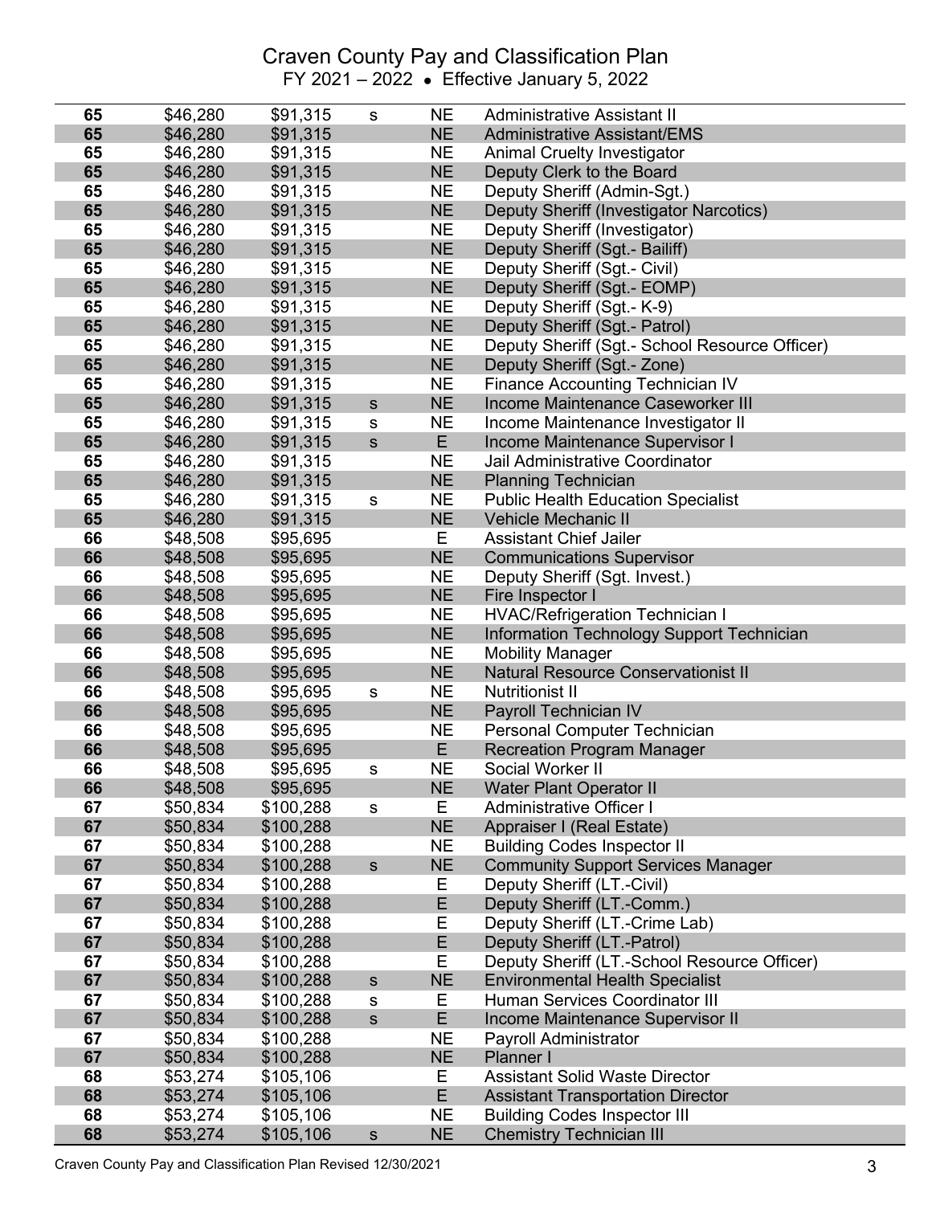# Craven County Pay and Classification Plan

FY 2021 – 2022 • Effective January 5, 2022

| | | | | | |
|---|---|---|---|---|---|
| 65 | $46,280 | $91,315 | s | NE | Administrative Assistant II |
| 65 | $46,280 | $91,315 | | NE | Administrative Assistant/EMS |
| 65 | $46,280 | $91,315 | | NE | Animal Cruelty Investigator |
| 65 | $46,280 | $91,315 | | NE | Deputy Clerk to the Board |
| 65 | $46,280 | $91,315 | | NE | Deputy Sheriff (Admin-Sgt.) |
| 65 | $46,280 | $91,315 | | NE | Deputy Sheriff (Investigator Narcotics) |
| 65 | $46,280 | $91,315 | | NE | Deputy Sheriff (Investigator) |
| 65 | $46,280 | $91,315 | | NE | Deputy Sheriff (Sgt.- Bailiff) |
| 65 | $46,280 | $91,315 | | NE | Deputy Sheriff (Sgt.- Civil) |
| 65 | $46,280 | $91,315 | | NE | Deputy Sheriff (Sgt.- EOMP) |
| 65 | $46,280 | $91,315 | | NE | Deputy Sheriff (Sgt.- K-9) |
| 65 | $46,280 | $91,315 | | NE | Deputy Sheriff (Sgt.- Patrol) |
| 65 | $46,280 | $91,315 | | NE | Deputy Sheriff (Sgt.- School Resource Officer) |
| 65 | $46,280 | $91,315 | | NE | Deputy Sheriff (Sgt.- Zone) |
| 65 | $46,280 | $91,315 | | NE | Finance Accounting Technician IV |
| 65 | $46,280 | $91,315 | s | NE | Income Maintenance Caseworker III |
| 65 | $46,280 | $91,315 | s | NE | Income Maintenance Investigator II |
| 65 | $46,280 | $91,315 | s | E | Income Maintenance Supervisor I |
| 65 | $46,280 | $91,315 | | NE | Jail Administrative Coordinator |
| 65 | $46,280 | $91,315 | | NE | Planning Technician |
| 65 | $46,280 | $91,315 | s | NE | Public Health Education Specialist |
| 65 | $46,280 | $91,315 | | NE | Vehicle Mechanic II |
| 66 | $48,508 | $95,695 | | E | Assistant Chief Jailer |
| 66 | $48,508 | $95,695 | | NE | Communications Supervisor |
| 66 | $48,508 | $95,695 | | NE | Deputy Sheriff (Sgt. Invest.) |
| 66 | $48,508 | $95,695 | | NE | Fire Inspector I |
| 66 | $48,508 | $95,695 | | NE | HVAC/Refrigeration Technician I |
| 66 | $48,508 | $95,695 | | NE | Information Technology Support Technician |
| 66 | $48,508 | $95,695 | | NE | Mobility Manager |
| 66 | $48,508 | $95,695 | | NE | Natural Resource Conservationist II |
| 66 | $48,508 | $95,695 | s | NE | Nutritionist II |
| 66 | $48,508 | $95,695 | | NE | Payroll Technician IV |
| 66 | $48,508 | $95,695 | | NE | Personal Computer Technician |
| 66 | $48,508 | $95,695 | | E | Recreation Program Manager |
| 66 | $48,508 | $95,695 | s | NE | Social Worker II |
| 66 | $48,508 | $95,695 | | NE | Water Plant Operator II |
| 67 | $50,834 | $100,288 | s | E | Administrative Officer I |
| 67 | $50,834 | $100,288 | | NE | Appraiser I (Real Estate) |
| 67 | $50,834 | $100,288 | | NE | Building Codes Inspector II |
| 67 | $50,834 | $100,288 | s | NE | Community Support Services Manager |
| 67 | $50,834 | $100,288 | | E | Deputy Sheriff (LT.-Civil) |
| 67 | $50,834 | $100,288 | | E | Deputy Sheriff (LT.-Comm.) |
| 67 | $50,834 | $100,288 | | E | Deputy Sheriff (LT.-Crime Lab) |
| 67 | $50,834 | $100,288 | | E | Deputy Sheriff (LT.-Patrol) |
| 67 | $50,834 | $100,288 | | E | Deputy Sheriff (LT.-School Resource Officer) |
| 67 | $50,834 | $100,288 | s | NE | Environmental Health Specialist |
| 67 | $50,834 | $100,288 | s | E | Human Services Coordinator III |
| 67 | $50,834 | $100,288 | s | E | Income Maintenance Supervisor II |
| 67 | $50,834 | $100,288 | | NE | Payroll Administrator |
| 67 | $50,834 | $100,288 | | NE | Planner I |
| 68 | $53,274 | $105,106 | | E | Assistant Solid Waste Director |
| 68 | $53,274 | $105,106 | | E | Assistant Transportation Director |
| 68 | $53,274 | $105,106 | | NE | Building Codes Inspector III |
| 68 | $53,274 | $105,106 | s | NE | Chemistry Technician III |

Craven County Pay and Classification Plan Revised 12/30/2021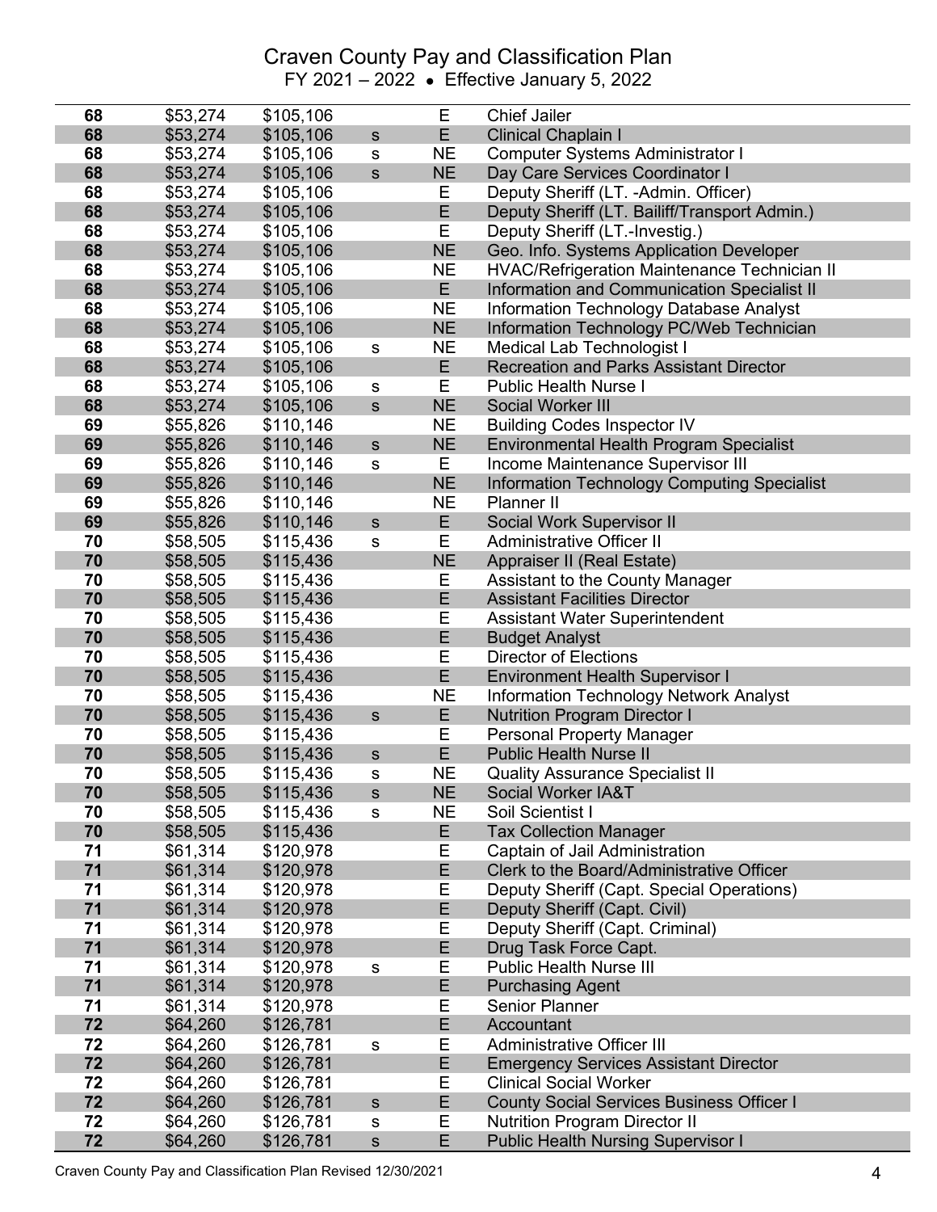# Craven County Pay and Classification Plan

FY 2021 – 2022 • Effective January 5, 2022

| Grade | Minimum | Maximum | | FLSA | Title |
|---|---|---|---|---|---|
| **68** | $53,274 | $105,106 | | E | Chief Jailer |
| **68** | $53,274 | $105,106 | s | E | Clinical Chaplain I |
| **68** | $53,274 | $105,106 | s | NE | Computer Systems Administrator I |
| **68** | $53,274 | $105,106 | s | NE | Day Care Services Coordinator I |
| **68** | $53,274 | $105,106 | | E | Deputy Sheriff (LT. -Admin. Officer) |
| **68** | $53,274 | $105,106 | | E | Deputy Sheriff (LT. Bailiff/Transport Admin.) |
| **68** | $53,274 | $105,106 | | E | Deputy Sheriff (LT.-Investig.) |
| **68** | $53,274 | $105,106 | | NE | Geo. Info. Systems Application Developer |
| **68** | $53,274 | $105,106 | | NE | HVAC/Refrigeration Maintenance Technician II |
| **68** | $53,274 | $105,106 | | E | Information and Communication Specialist II |
| **68** | $53,274 | $105,106 | | NE | Information Technology Database Analyst |
| **68** | $53,274 | $105,106 | | NE | Information Technology PC/Web Technician |
| **68** | $53,274 | $105,106 | s | NE | Medical Lab Technologist I |
| **68** | $53,274 | $105,106 | | E | Recreation and Parks Assistant Director |
| **68** | $53,274 | $105,106 | s | E | Public Health Nurse I |
| **68** | $53,274 | $105,106 | s | NE | Social Worker III |
| **69** | $55,826 | $110,146 | | NE | Building Codes Inspector IV |
| **69** | $55,826 | $110,146 | s | NE | Environmental Health Program Specialist |
| **69** | $55,826 | $110,146 | s | E | Income Maintenance Supervisor III |
| **69** | $55,826 | $110,146 | | NE | Information Technology Computing Specialist |
| **69** | $55,826 | $110,146 | | NE | Planner II |
| **69** | $55,826 | $110,146 | s | E | Social Work Supervisor II |
| **70** | $58,505 | $115,436 | s | E | Administrative Officer II |
| **70** | $58,505 | $115,436 | | NE | Appraiser II (Real Estate) |
| **70** | $58,505 | $115,436 | | E | Assistant to the County Manager |
| **70** | $58,505 | $115,436 | | E | Assistant Facilities Director |
| **70** | $58,505 | $115,436 | | E | Assistant Water Superintendent |
| **70** | $58,505 | $115,436 | | E | Budget Analyst |
| **70** | $58,505 | $115,436 | | E | Director of Elections |
| **70** | $58,505 | $115,436 | | E | Environment Health Supervisor I |
| **70** | $58,505 | $115,436 | | NE | Information Technology Network Analyst |
| **70** | $58,505 | $115,436 | s | E | Nutrition Program Director I |
| **70** | $58,505 | $115,436 | | E | Personal Property Manager |
| **70** | $58,505 | $115,436 | s | E | Public Health Nurse II |
| **70** | $58,505 | $115,436 | s | NE | Quality Assurance Specialist II |
| **70** | $58,505 | $115,436 | s | NE | Social Worker IA&T |
| **70** | $58,505 | $115,436 | s | NE | Soil Scientist I |
| **70** | $58,505 | $115,436 | | E | Tax Collection Manager |
| **71** | $61,314 | $120,978 | | E | Captain of Jail Administration |
| **71** | $61,314 | $120,978 | | E | Clerk to the Board/Administrative Officer |
| **71** | $61,314 | $120,978 | | E | Deputy Sheriff (Capt. Special Operations) |
| **71** | $61,314 | $120,978 | | E | Deputy Sheriff (Capt. Civil) |
| **71** | $61,314 | $120,978 | | E | Deputy Sheriff (Capt. Criminal) |
| **71** | $61,314 | $120,978 | | E | Drug Task Force Capt. |
| **71** | $61,314 | $120,978 | s | E | Public Health Nurse III |
| **71** | $61,314 | $120,978 | | E | Purchasing Agent |
| **71** | $61,314 | $120,978 | | E | Senior Planner |
| **72** | $64,260 | $126,781 | | E | Accountant |
| **72** | $64,260 | $126,781 | s | E | Administrative Officer III |
| **72** | $64,260 | $126,781 | | E | Emergency Services Assistant Director |
| **72** | $64,260 | $126,781 | | E | Clinical Social Worker |
| **72** | $64,260 | $126,781 | s | E | County Social Services Business Officer I |
| **72** | $64,260 | $126,781 | s | E | Nutrition Program Director II |
| **72** | $64,260 | $126,781 | s | E | Public Health Nursing Supervisor I |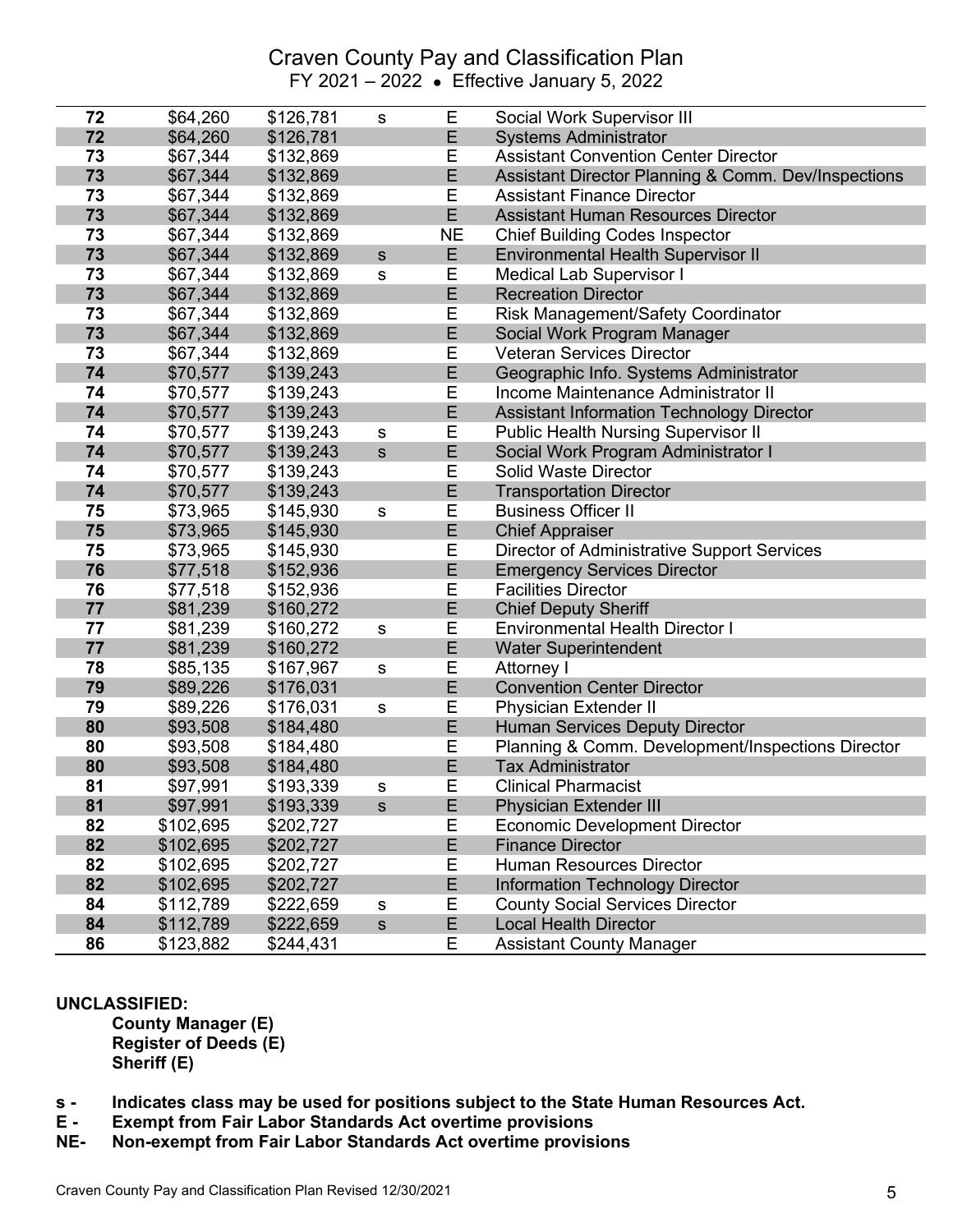# Craven County Pay and Classification Plan

FY 2021 – 2022 • Effective January 5, 2022

| | | | | | |
|---|---|---|---|---|---|
| **72** | $64,260 | $126,781 | s | E | Social Work Supervisor III |
| **72** | $64,260 | $126,781 | | E | Systems Administrator |
| **73** | $67,344 | $132,869 | | E | Assistant Convention Center Director |
| **73** | $67,344 | $132,869 | | E | Assistant Director Planning & Comm. Dev/Inspections |
| **73** | $67,344 | $132,869 | | E | Assistant Finance Director |
| **73** | $67,344 | $132,869 | | E | Assistant Human Resources Director |
| **73** | $67,344 | $132,869 | | NE | Chief Building Codes Inspector |
| **73** | $67,344 | $132,869 | s | E | Environmental Health Supervisor II |
| **73** | $67,344 | $132,869 | s | E | Medical Lab Supervisor I |
| **73** | $67,344 | $132,869 | | E | Recreation Director |
| **73** | $67,344 | $132,869 | | E | Risk Management/Safety Coordinator |
| **73** | $67,344 | $132,869 | | E | Social Work Program Manager |
| **73** | $67,344 | $132,869 | | E | Veteran Services Director |
| **74** | $70,577 | $139,243 | | E | Geographic Info. Systems Administrator |
| **74** | $70,577 | $139,243 | | E | Income Maintenance Administrator II |
| **74** | $70,577 | $139,243 | | E | Assistant Information Technology Director |
| **74** | $70,577 | $139,243 | s | E | Public Health Nursing Supervisor II |
| **74** | $70,577 | $139,243 | s | E | Social Work Program Administrator I |
| **74** | $70,577 | $139,243 | | E | Solid Waste Director |
| **74** | $70,577 | $139,243 | | E | Transportation Director |
| **75** | $73,965 | $145,930 | s | E | Business Officer II |
| **75** | $73,965 | $145,930 | | E | Chief Appraiser |
| **75** | $73,965 | $145,930 | | E | Director of Administrative Support Services |
| **76** | $77,518 | $152,936 | | E | Emergency Services Director |
| **76** | $77,518 | $152,936 | | E | Facilities Director |
| **77** | $81,239 | $160,272 | | E | Chief Deputy Sheriff |
| **77** | $81,239 | $160,272 | s | E | Environmental Health Director I |
| **77** | $81,239 | $160,272 | | E | Water Superintendent |
| **78** | $85,135 | $167,967 | s | E | Attorney I |
| **79** | $89,226 | $176,031 | | E | Convention Center Director |
| **79** | $89,226 | $176,031 | s | E | Physician Extender II |
| **80** | $93,508 | $184,480 | | E | Human Services Deputy Director |
| **80** | $93,508 | $184,480 | | E | Planning & Comm. Development/Inspections Director |
| **80** | $93,508 | $184,480 | | E | Tax Administrator |
| **81** | $97,991 | $193,339 | s | E | Clinical Pharmacist |
| **81** | $97,991 | $193,339 | s | E | Physician Extender III |
| **82** | $102,695 | $202,727 | | E | Economic Development Director |
| **82** | $102,695 | $202,727 | | E | Finance Director |
| **82** | $102,695 | $202,727 | | E | Human Resources Director |
| **82** | $102,695 | $202,727 | | E | Information Technology Director |
| **84** | $112,789 | $222,659 | s | E | County Social Services Director |
| **84** | $112,789 | $222,659 | s | E | Local Health Director |
| **86** | $123,882 | $244,431 | | E | Assistant County Manager |

**UNCLASSIFIED:**

**County Manager (E)**
**Register of Deeds (E)**
**Sheriff (E)**

**s - Indicates class may be used for positions subject to the State Human Resources Act.**
**E - Exempt from Fair Labor Standards Act overtime provisions**
**NE- Non-exempt from Fair Labor Standards Act overtime provisions**

Craven County Pay and Classification Plan Revised 12/30/2021